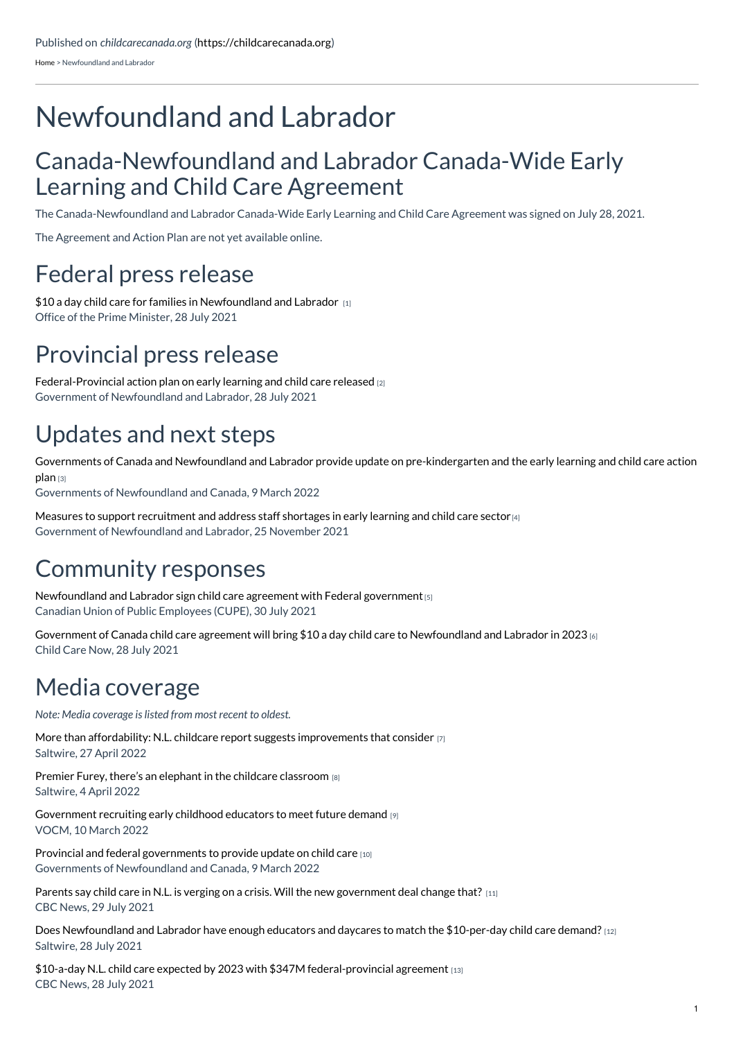Published on *childcarecanada.org* (https://childcarecanada.org)

Home > Newfoundland and Labrador

# Newfoundland and Labrador

## Canada-Newfoundland and Labrador Canada-Wide Early Learning and Child Care Agreement

The Canada-Newfoundland and Labrador Canada-Wide Early Learning and Child Care Agreement was signed on July 28, 2021.

The Agreement and Action Plan are not yet available online.

## Federal press release

$10 a day child care for families in Newfoundland and Labrador [1]
Office of the Prime Minister, 28 July 2021

## Provincial press release

Federal-Provincial action plan on early learning and child care released [2]
Government of Newfoundland and Labrador, 28 July 2021

## Updates and next steps

Governments of Canada and Newfoundland and Labrador provide update on pre-kindergarten and the early learning and child care action plan [3]
Governments of Newfoundland and Canada, 9 March 2022

Measures to support recruitment and address staff shortages in early learning and child care sector [4]
Government of Newfoundland and Labrador, 25 November 2021

## Community responses

Newfoundland and Labrador sign child care agreement with Federal government [5]
Canadian Union of Public Employees (CUPE), 30 July 2021

Government of Canada child care agreement will bring $10 a day child care to Newfoundland and Labrador in 2023 [6]
Child Care Now, 28 July 2021

## Media coverage

*Note: Media coverage is listed from most recent to oldest.*

More than affordability: N.L. childcare report suggests improvements that consider [7]
Saltwire, 27 April 2022

Premier Furey, there's an elephant in the childcare classroom [8]
Saltwire, 4 April 2022

Government recruiting early childhood educators to meet future demand [9]
VOCM, 10 March 2022

Provincial and federal governments to provide update on child care [10]
Governments of Newfoundland and Canada, 9 March 2022

Parents say child care in N.L. is verging on a crisis. Will the new government deal change that? [11]
CBC News, 29 July 2021

Does Newfoundland and Labrador have enough educators and daycares to match the $10-per-day child care demand? [12]
Saltwire, 28 July 2021

$10-a-day N.L. child care expected by 2023 with $347M federal-provincial agreement [13]
CBC News, 28 July 2021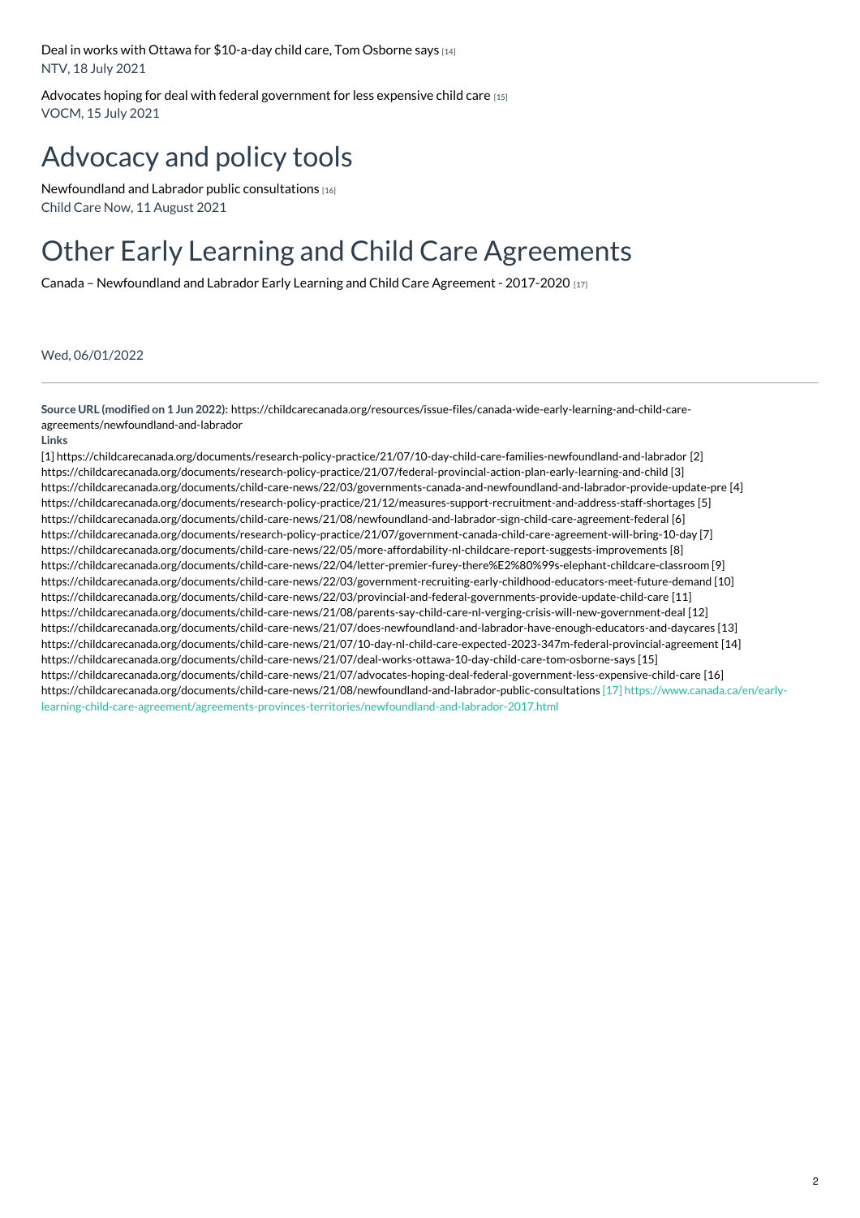Deal in works with Ottawa for $10-a-day child care, Tom Osborne says [14]
NTV, 18 July 2021

Advocates hoping for deal with federal government for less expensive child care [15]
VOCM, 15 July 2021

# Advocacy and policy tools

Newfoundland and Labrador public consultations [16]
Child Care Now, 11 August 2021

# Other Early Learning and Child Care Agreements

Canada – Newfoundland and Labrador Early Learning and Child Care Agreement - 2017-2020 [17]

Wed, 06/01/2022

---

**Source URL (modified on 1 Jun 2022):** https://childcarecanada.org/resources/issue-files/canada-wide-early-learning-and-child-care-agreements/newfoundland-and-labrador

**Links**

[1] https://childcarecanada.org/documents/research-policy-practice/21/07/10-day-child-care-families-newfoundland-and-labrador [2] https://childcarecanada.org/documents/research-policy-practice/21/07/federal-provincial-action-plan-early-learning-and-child [3] https://childcarecanada.org/documents/child-care-news/22/03/governments-canada-and-newfoundland-and-labrador-provide-update-pre [4] https://childcarecanada.org/documents/research-policy-practice/21/12/measures-support-recruitment-and-address-staff-shortages [5] https://childcarecanada.org/documents/child-care-news/21/08/newfoundland-and-labrador-sign-child-care-agreement-federal [6] https://childcarecanada.org/documents/research-policy-practice/21/07/government-canada-child-care-agreement-will-bring-10-day [7] https://childcarecanada.org/documents/child-care-news/22/05/more-affordability-nl-childcare-report-suggests-improvements [8] https://childcarecanada.org/documents/child-care-news/22/04/letter-premier-furey-there%E2%80%99s-elephant-childcare-classroom [9] https://childcarecanada.org/documents/child-care-news/22/03/government-recruiting-early-childhood-educators-meet-future-demand [10] https://childcarecanada.org/documents/child-care-news/22/03/provincial-and-federal-governments-provide-update-child-care [11] https://childcarecanada.org/documents/child-care-news/21/08/parents-say-child-care-nl-verging-crisis-will-new-government-deal [12] https://childcarecanada.org/documents/child-care-news/21/07/does-newfoundland-and-labrador-have-enough-educators-and-daycares [13] https://childcarecanada.org/documents/child-care-news/21/07/10-day-nl-child-care-expected-2023-347m-federal-provincial-agreement [14] https://childcarecanada.org/documents/child-care-news/21/07/deal-works-ottawa-10-day-child-care-tom-osborne-says [15] https://childcarecanada.org/documents/child-care-news/21/07/advocates-hoping-deal-federal-government-less-expensive-child-care [16] https://childcarecanada.org/documents/child-care-news/21/08/newfoundland-and-labrador-public-consultations [17] https://www.canada.ca/en/early-learning-child-care-agreement/agreements-provinces-territories/newfoundland-and-labrador-2017.html